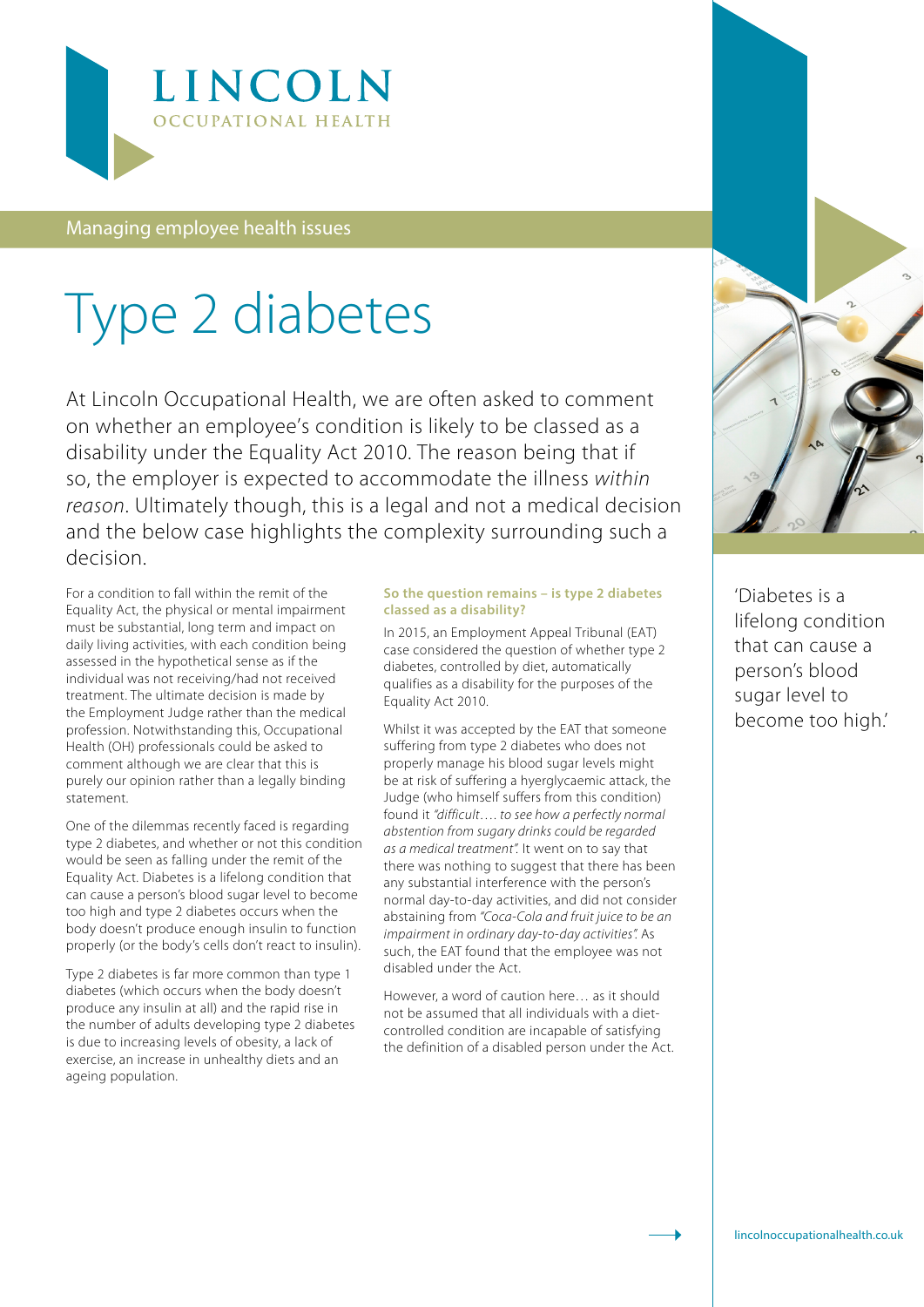# LINCOLN

OCCUPATIONAL HEALTH

Managing employee health issues

# Type 2 diabetes

At Lincoln Occupational Health, we are often asked to comment on whether an employee's condition is likely to be classed as a disability under the Equality Act 2010. The reason being that if so, the employer is expected to accommodate the illness *within reason*. Ultimately though, this is a legal and not a medical decision and the below case highlights the complexity surrounding such a decision.

For a condition to fall within the remit of the Equality Act, the physical or mental impairment must be substantial, long term and impact on daily living activities, with each condition being assessed in the hypothetical sense as if the individual was not receiving/had not received treatment. The ultimate decision is made by the Employment Judge rather than the medical profession. Notwithstanding this, Occupational Health (OH) professionals could be asked to comment although we are clear that this is purely our opinion rather than a legally binding statement.

One of the dilemmas recently faced is regarding type 2 diabetes, and whether or not this condition would be seen as falling under the remit of the Equality Act. Diabetes is a lifelong condition that can cause a person's blood sugar level to become too high and type 2 diabetes occurs when the body doesn't produce enough insulin to function properly (or the body's cells don't react to insulin).

Type 2 diabetes is far more common than type 1 diabetes (which occurs when the body doesn't produce any insulin at all) and the rapid rise in the number of adults developing type 2 diabetes is due to increasing levels of obesity, a lack of exercise, an increase in unhealthy diets and an ageing population.

### So the question remains – is type 2 diabetes classed as a disability?

In 2015, an Employment Appeal Tribunal (EAT) case considered the question of whether type 2 diabetes, controlled by diet, automatically qualifies as a disability for the purposes of the Equality Act 2010.

Whilst it was accepted by the EAT that someone suffering from type 2 diabetes who does not properly manage his blood sugar levels might be at risk of suffering a hyerglycaemic attack, the Judge (who himself suffers from this condition) found it *"difficult…. to see how a perfectly normal abstention from sugary drinks could be regarded as a medical treatment"*. It went on to say that there was nothing to suggest that there has been any substantial interference with the person's normal day-to-day activities, and did not consider abstaining from *"Coca-Cola and fruit juice to be an impairment in ordinary day-to-day activities"*. As such, the EAT found that the employee was not disabled under the Act.

However, a word of caution here… as it should not be assumed that all individuals with a diet-controlled condition are incapable of satisfying the definition of a disabled person under the Act.

'Diabetes is a lifelong condition that can cause a person's blood sugar level to become too high.'

lincolnoccupationalhealth.co.uk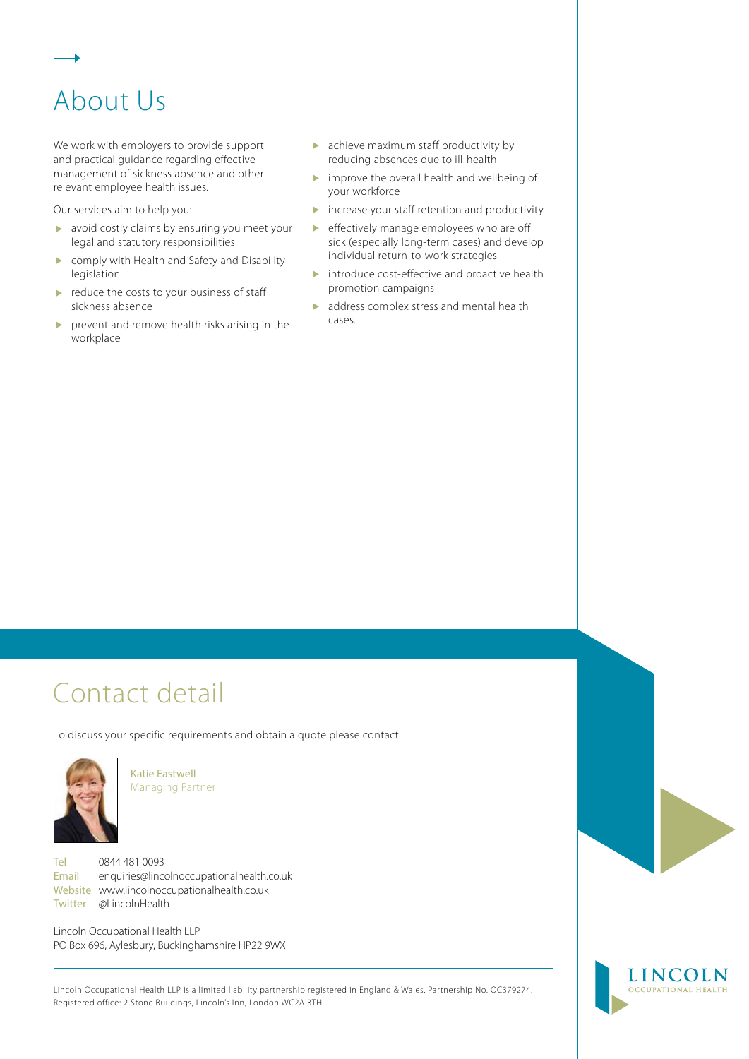# About Us

We work with employers to provide support and practical guidance regarding effective management of sickness absence and other relevant employee health issues.

Our services aim to help you:

- avoid costly claims by ensuring you meet your legal and statutory responsibilities
- comply with Health and Safety and Disability legislation
- reduce the costs to your business of staff sickness absence
- prevent and remove health risks arising in the workplace
- achieve maximum staff productivity by reducing absences due to ill-health
- improve the overall health and wellbeing of your workforce
- increase your staff retention and productivity
- effectively manage employees who are off sick (especially long-term cases) and develop individual return-to-work strategies
- introduce cost-effective and proactive health promotion campaigns
- address complex stress and mental health cases.

# Contact detail

To discuss your specific requirements and obtain a quote please contact:

Katie Eastwell
Managing Partner

Tel 0844 481 0093
Email enquiries@lincolnoccupationalhealth.co.uk
Website www.lincolnoccupationalhealth.co.uk
Twitter @LincolnHealth

Lincoln Occupational Health LLP
PO Box 696, Aylesbury, Buckinghamshire HP22 9WX

Lincoln Occupational Health LLP is a limited liability partnership registered in England & Wales. Partnership No. OC379274.
Registered office: 2 Stone Buildings, Lincoln's Inn, London WC2A 3TH.

LINCOLN
OCCUPATIONAL HEALTH